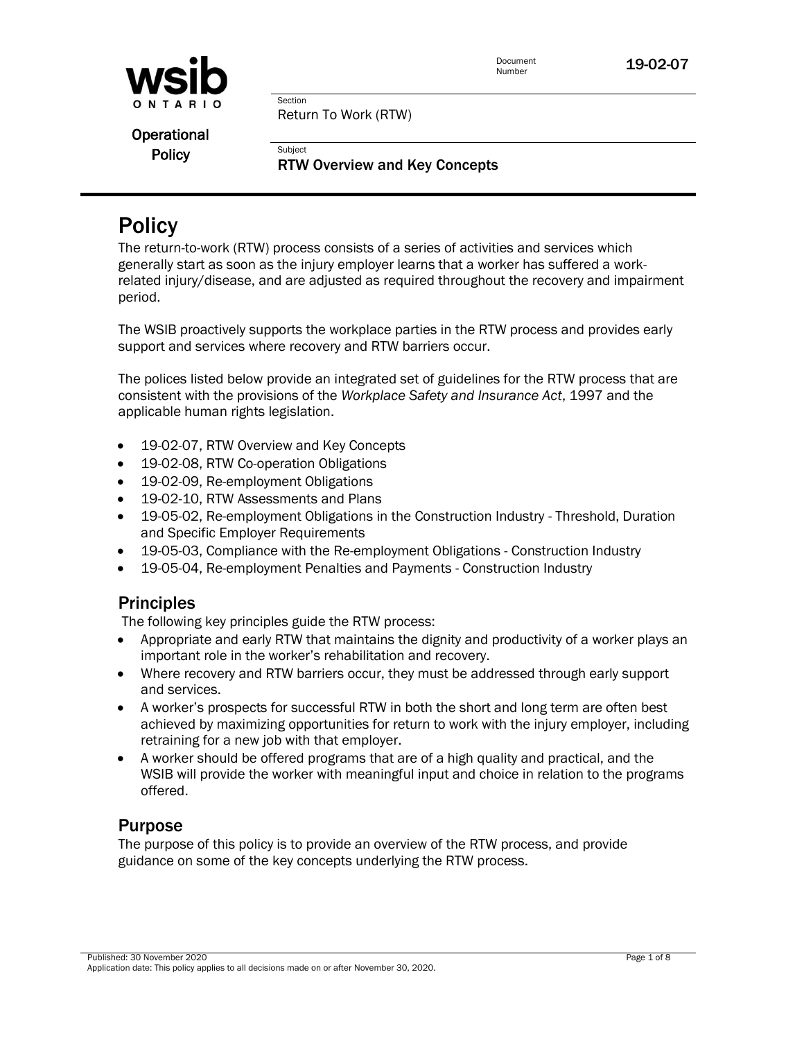Document Number 19-02-07

Section
Return To Work (RTW)

**Operational Policy**

Subject
**RTW Overview and Key Concepts**

# Policy

The return-to-work (RTW) process consists of a series of activities and services which generally start as soon as the injury employer learns that a worker has suffered a work-related injury/disease, and are adjusted as required throughout the recovery and impairment period.

The WSIB proactively supports the workplace parties in the RTW process and provides early support and services where recovery and RTW barriers occur.

The polices listed below provide an integrated set of guidelines for the RTW process that are consistent with the provisions of the *Workplace Safety and Insurance Act*, 1997 and the applicable human rights legislation.

- 19-02-07, RTW Overview and Key Concepts
- 19-02-08, RTW Co-operation Obligations
- 19-02-09, Re-employment Obligations
- 19-02-10, RTW Assessments and Plans
- 19-05-02, Re-employment Obligations in the Construction Industry - Threshold, Duration and Specific Employer Requirements
- 19-05-03, Compliance with the Re-employment Obligations - Construction Industry
- 19-05-04, Re-employment Penalties and Payments - Construction Industry

## Principles

The following key principles guide the RTW process:

- Appropriate and early RTW that maintains the dignity and productivity of a worker plays an important role in the worker's rehabilitation and recovery.
- Where recovery and RTW barriers occur, they must be addressed through early support and services.
- A worker's prospects for successful RTW in both the short and long term are often best achieved by maximizing opportunities for return to work with the injury employer, including retraining for a new job with that employer.
- A worker should be offered programs that are of a high quality and practical, and the WSIB will provide the worker with meaningful input and choice in relation to the programs offered.

## Purpose

The purpose of this policy is to provide an overview of the RTW process, and provide guidance on some of the key concepts underlying the RTW process.

Published: 30 November 2020
Application date: This policy applies to all decisions made on or after November 30, 2020.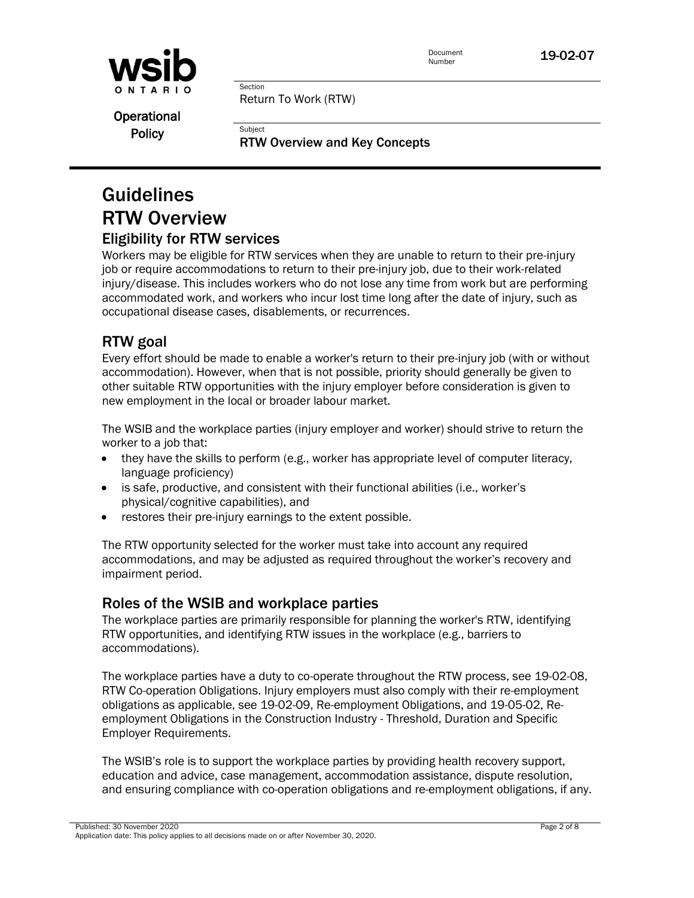# Guidelines

# RTW Overview

## Eligibility for RTW services

Workers may be eligible for RTW services when they are unable to return to their pre-injury job or require accommodations to return to their pre-injury job, due to their work-related injury/disease. This includes workers who do not lose any time from work but are performing accommodated work, and workers who incur lost time long after the date of injury, such as occupational disease cases, disablements, or recurrences.

## RTW goal

Every effort should be made to enable a worker's return to their pre-injury job (with or without accommodation). However, when that is not possible, priority should generally be given to other suitable RTW opportunities with the injury employer before consideration is given to new employment in the local or broader labour market.

The WSIB and the workplace parties (injury employer and worker) should strive to return the worker to a job that:

- they have the skills to perform (e.g., worker has appropriate level of computer literacy, language proficiency)
- is safe, productive, and consistent with their functional abilities (i.e., worker's physical/cognitive capabilities), and
- restores their pre-injury earnings to the extent possible.

The RTW opportunity selected for the worker must take into account any required accommodations, and may be adjusted as required throughout the worker's recovery and impairment period.

## Roles of the WSIB and workplace parties

The workplace parties are primarily responsible for planning the worker's RTW, identifying RTW opportunities, and identifying RTW issues in the workplace (e.g., barriers to accommodations).

The workplace parties have a duty to co-operate throughout the RTW process, see 19-02-08, RTW Co-operation Obligations. Injury employers must also comply with their re-employment obligations as applicable, see 19-02-09, Re-employment Obligations, and 19-05-02, Re-employment Obligations in the Construction Industry - Threshold, Duration and Specific Employer Requirements.

The WSIB's role is to support the workplace parties by providing health recovery support, education and advice, case management, accommodation assistance, dispute resolution, and ensuring compliance with co-operation obligations and re-employment obligations, if any.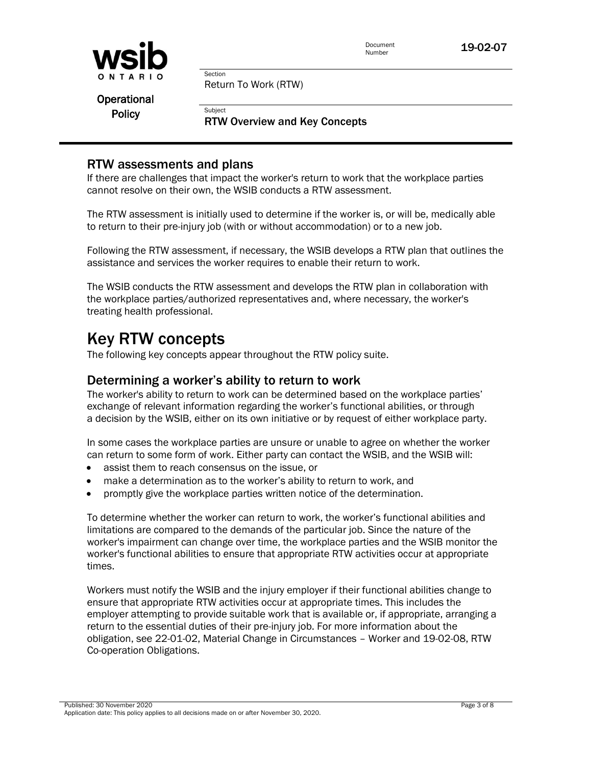## RTW assessments and plans

If there are challenges that impact the worker's return to work that the workplace parties cannot resolve on their own, the WSIB conducts a RTW assessment.

The RTW assessment is initially used to determine if the worker is, or will be, medically able to return to their pre-injury job (with or without accommodation) or to a new job.

Following the RTW assessment, if necessary, the WSIB develops a RTW plan that outlines the assistance and services the worker requires to enable their return to work.

The WSIB conducts the RTW assessment and develops the RTW plan in collaboration with the workplace parties/authorized representatives and, where necessary, the worker's treating health professional.

# Key RTW concepts

The following key concepts appear throughout the RTW policy suite.

## Determining a worker's ability to return to work

The worker's ability to return to work can be determined based on the workplace parties' exchange of relevant information regarding the worker's functional abilities, or through a decision by the WSIB, either on its own initiative or by request of either workplace party.

In some cases the workplace parties are unsure or unable to agree on whether the worker can return to some form of work. Either party can contact the WSIB, and the WSIB will:

- assist them to reach consensus on the issue, or
- make a determination as to the worker's ability to return to work, and
- promptly give the workplace parties written notice of the determination.

To determine whether the worker can return to work, the worker's functional abilities and limitations are compared to the demands of the particular job. Since the nature of the worker's impairment can change over time, the workplace parties and the WSIB monitor the worker's functional abilities to ensure that appropriate RTW activities occur at appropriate times.

Workers must notify the WSIB and the injury employer if their functional abilities change to ensure that appropriate RTW activities occur at appropriate times. This includes the employer attempting to provide suitable work that is available or, if appropriate, arranging a return to the essential duties of their pre-injury job. For more information about the obligation, see 22-01-02, Material Change in Circumstances – Worker and 19-02-08, RTW Co-operation Obligations.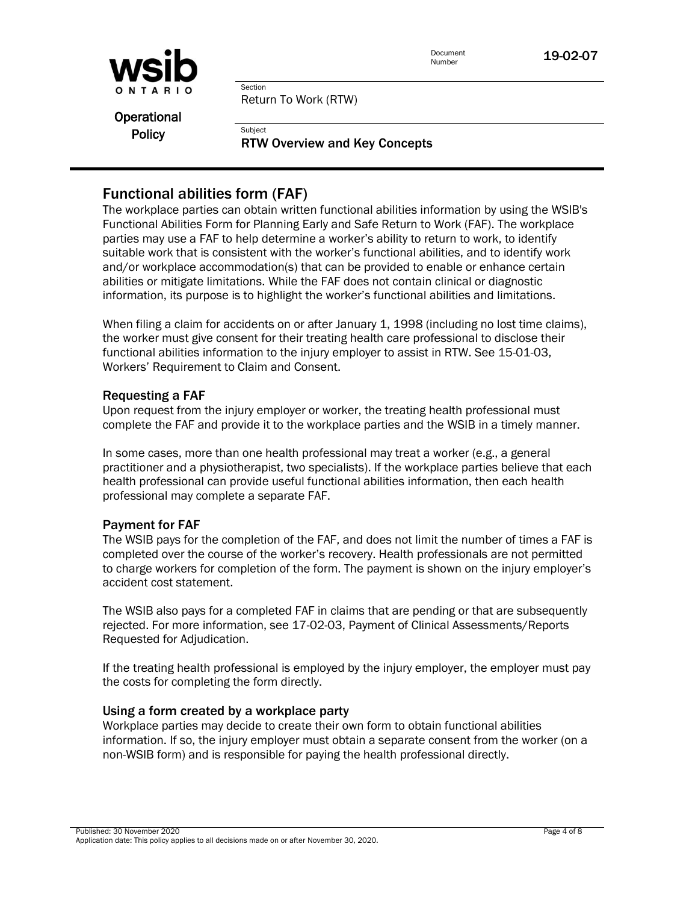## Functional abilities form (FAF)

The workplace parties can obtain written functional abilities information by using the WSIB's Functional Abilities Form for Planning Early and Safe Return to Work (FAF). The workplace parties may use a FAF to help determine a worker's ability to return to work, to identify suitable work that is consistent with the worker's functional abilities, and to identify work and/or workplace accommodation(s) that can be provided to enable or enhance certain abilities or mitigate limitations. While the FAF does not contain clinical or diagnostic information, its purpose is to highlight the worker's functional abilities and limitations.

When filing a claim for accidents on or after January 1, 1998 (including no lost time claims), the worker must give consent for their treating health care professional to disclose their functional abilities information to the injury employer to assist in RTW. See 15-01-03, Workers' Requirement to Claim and Consent.

### Requesting a FAF

Upon request from the injury employer or worker, the treating health professional must complete the FAF and provide it to the workplace parties and the WSIB in a timely manner.

In some cases, more than one health professional may treat a worker (e.g., a general practitioner and a physiotherapist, two specialists). If the workplace parties believe that each health professional can provide useful functional abilities information, then each health professional may complete a separate FAF.

### Payment for FAF

The WSIB pays for the completion of the FAF, and does not limit the number of times a FAF is completed over the course of the worker's recovery. Health professionals are not permitted to charge workers for completion of the form. The payment is shown on the injury employer's accident cost statement.

The WSIB also pays for a completed FAF in claims that are pending or that are subsequently rejected. For more information, see 17-02-03, Payment of Clinical Assessments/Reports Requested for Adjudication.

If the treating health professional is employed by the injury employer, the employer must pay the costs for completing the form directly.

### Using a form created by a workplace party

Workplace parties may decide to create their own form to obtain functional abilities information. If so, the injury employer must obtain a separate consent from the worker (on a non-WSIB form) and is responsible for paying the health professional directly.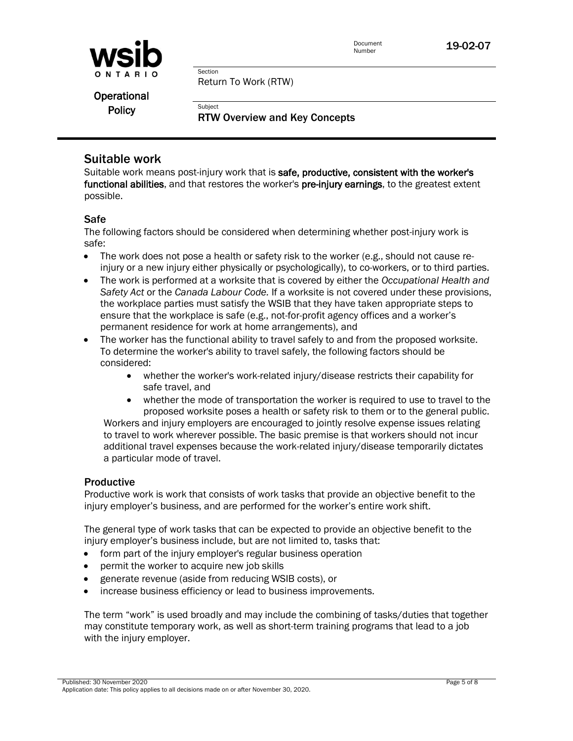## Suitable work

Suitable work means post-injury work that is **safe, productive, consistent with the worker's functional abilities**, and that restores the worker's **pre-injury earnings**, to the greatest extent possible.

### Safe

The following factors should be considered when determining whether post-injury work is safe:

- The work does not pose a health or safety risk to the worker (e.g., should not cause re-injury or a new injury either physically or psychologically), to co-workers, or to third parties.
- The work is performed at a worksite that is covered by either the *Occupational Health and Safety Act* or the *Canada Labour Code.* If a worksite is not covered under these provisions, the workplace parties must satisfy the WSIB that they have taken appropriate steps to ensure that the workplace is safe (e.g., not-for-profit agency offices and a worker's permanent residence for work at home arrangements), and
- The worker has the functional ability to travel safely to and from the proposed worksite. To determine the worker's ability to travel safely, the following factors should be considered:
    - whether the worker's work-related injury/disease restricts their capability for safe travel, and
    - whether the mode of transportation the worker is required to use to travel to the proposed worksite poses a health or safety risk to them or to the general public.

  Workers and injury employers are encouraged to jointly resolve expense issues relating to travel to work wherever possible. The basic premise is that workers should not incur additional travel expenses because the work-related injury/disease temporarily dictates a particular mode of travel.

### Productive

Productive work is work that consists of work tasks that provide an objective benefit to the injury employer's business, and are performed for the worker's entire work shift.

The general type of work tasks that can be expected to provide an objective benefit to the injury employer's business include, but are not limited to, tasks that:

- form part of the injury employer's regular business operation
- permit the worker to acquire new job skills
- generate revenue (aside from reducing WSIB costs), or
- increase business efficiency or lead to business improvements.

The term "work" is used broadly and may include the combining of tasks/duties that together may constitute temporary work, as well as short-term training programs that lead to a job with the injury employer.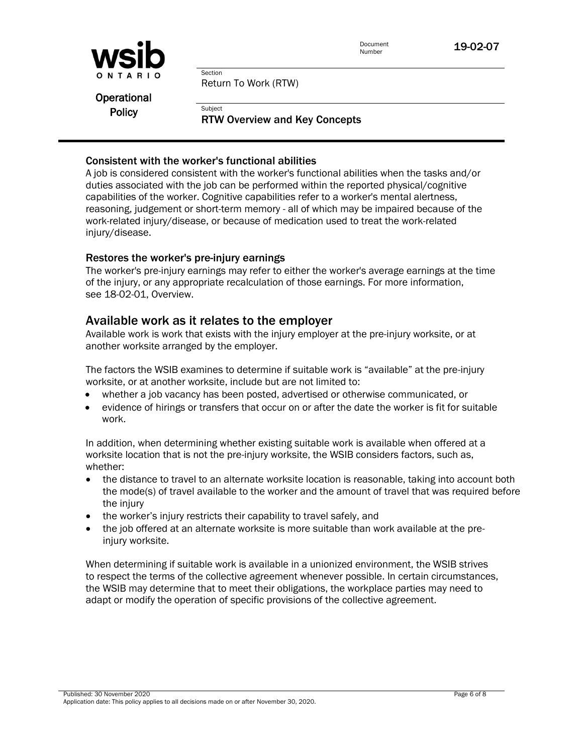### Consistent with the worker's functional abilities

A job is considered consistent with the worker's functional abilities when the tasks and/or duties associated with the job can be performed within the reported physical/cognitive capabilities of the worker. Cognitive capabilities refer to a worker's mental alertness, reasoning, judgement or short-term memory - all of which may be impaired because of the work-related injury/disease, or because of medication used to treat the work-related injury/disease.

### Restores the worker's pre-injury earnings

The worker's pre-injury earnings may refer to either the worker's average earnings at the time of the injury, or any appropriate recalculation of those earnings. For more information, see 18-02-01, Overview.

## Available work as it relates to the employer

Available work is work that exists with the injury employer at the pre-injury worksite, or at another worksite arranged by the employer.

The factors the WSIB examines to determine if suitable work is "available" at the pre-injury worksite, or at another worksite, include but are not limited to:

- whether a job vacancy has been posted, advertised or otherwise communicated, or
- evidence of hirings or transfers that occur on or after the date the worker is fit for suitable work.

In addition, when determining whether existing suitable work is available when offered at a worksite location that is not the pre-injury worksite, the WSIB considers factors, such as, whether:

- the distance to travel to an alternate worksite location is reasonable, taking into account both the mode(s) of travel available to the worker and the amount of travel that was required before the injury
- the worker's injury restricts their capability to travel safely, and
- the job offered at an alternate worksite is more suitable than work available at the pre-injury worksite.

When determining if suitable work is available in a unionized environment, the WSIB strives to respect the terms of the collective agreement whenever possible. In certain circumstances, the WSIB may determine that to meet their obligations, the workplace parties may need to adapt or modify the operation of specific provisions of the collective agreement.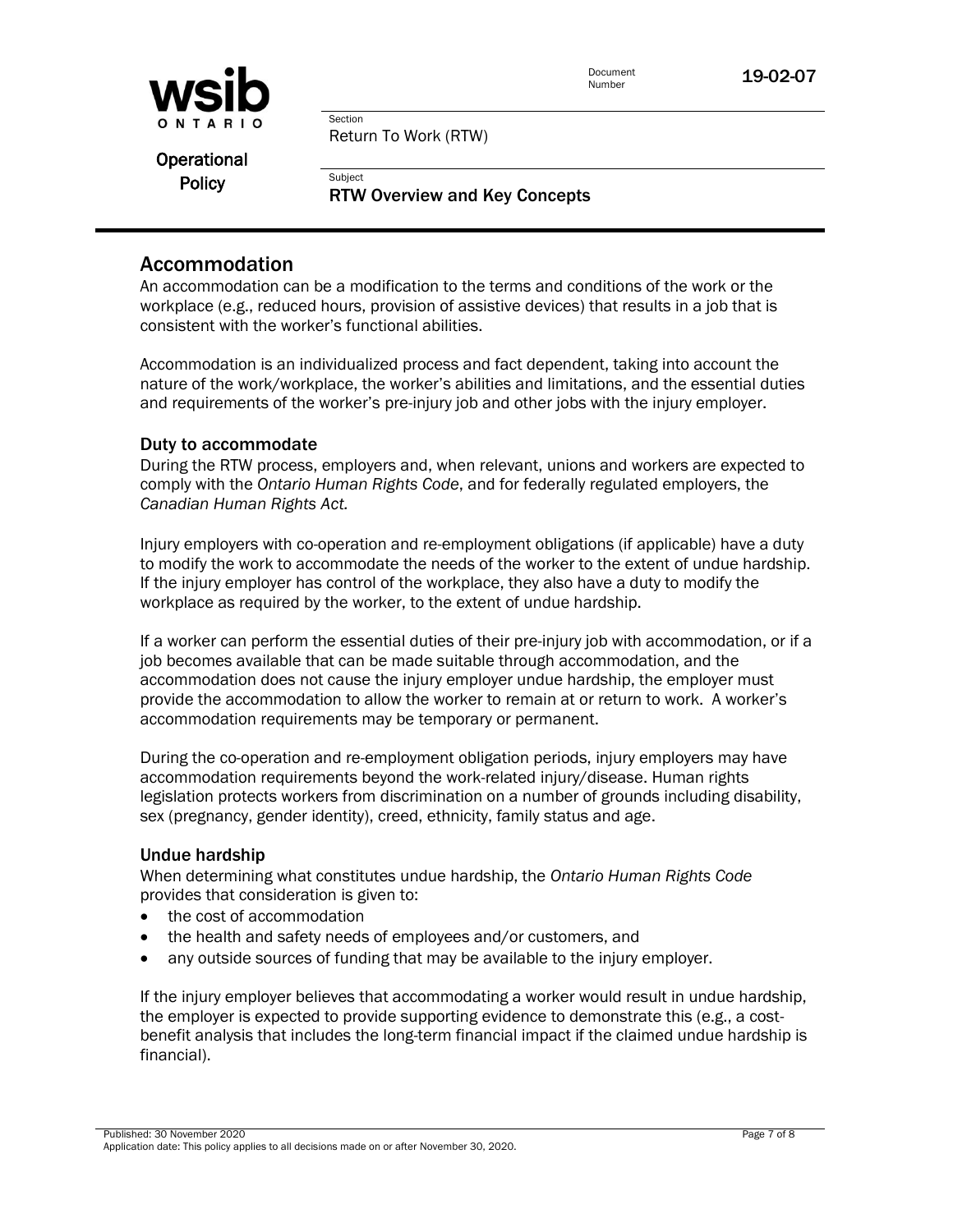## Accommodation

An accommodation can be a modification to the terms and conditions of the work or the workplace (e.g., reduced hours, provision of assistive devices) that results in a job that is consistent with the worker's functional abilities.

Accommodation is an individualized process and fact dependent, taking into account the nature of the work/workplace, the worker's abilities and limitations, and the essential duties and requirements of the worker's pre-injury job and other jobs with the injury employer.

### Duty to accommodate

During the RTW process, employers and, when relevant, unions and workers are expected to comply with the *Ontario Human Rights Code*, and for federally regulated employers, the *Canadian Human Rights Act.*

Injury employers with co-operation and re-employment obligations (if applicable) have a duty to modify the work to accommodate the needs of the worker to the extent of undue hardship. If the injury employer has control of the workplace, they also have a duty to modify the workplace as required by the worker, to the extent of undue hardship.

If a worker can perform the essential duties of their pre-injury job with accommodation, or if a job becomes available that can be made suitable through accommodation, and the accommodation does not cause the injury employer undue hardship, the employer must provide the accommodation to allow the worker to remain at or return to work. A worker's accommodation requirements may be temporary or permanent.

During the co-operation and re-employment obligation periods, injury employers may have accommodation requirements beyond the work-related injury/disease. Human rights legislation protects workers from discrimination on a number of grounds including disability, sex (pregnancy, gender identity), creed, ethnicity, family status and age.

### Undue hardship

When determining what constitutes undue hardship, the *Ontario Human Rights Code* provides that consideration is given to:

- the cost of accommodation
- the health and safety needs of employees and/or customers, and
- any outside sources of funding that may be available to the injury employer.

If the injury employer believes that accommodating a worker would result in undue hardship, the employer is expected to provide supporting evidence to demonstrate this (e.g., a cost-benefit analysis that includes the long-term financial impact if the claimed undue hardship is financial).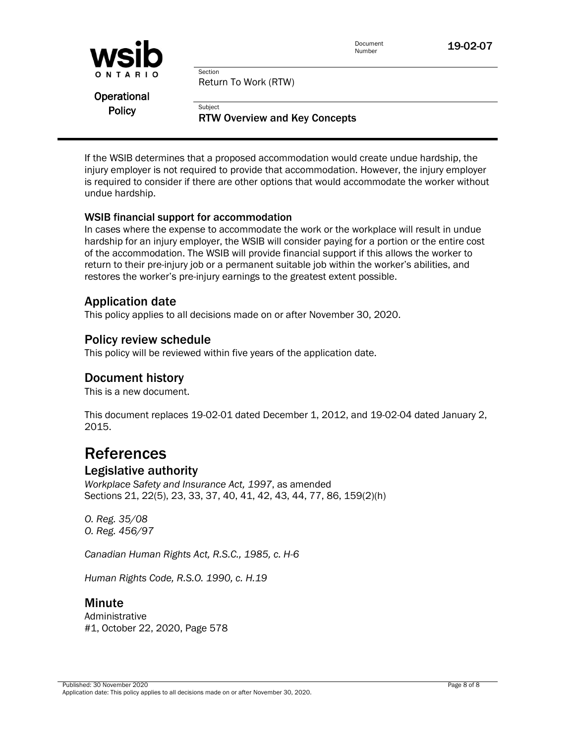If the WSIB determines that a proposed accommodation would create undue hardship, the injury employer is not required to provide that accommodation. However, the injury employer is required to consider if there are other options that would accommodate the worker without undue hardship.

### WSIB financial support for accommodation

In cases where the expense to accommodate the work or the workplace will result in undue hardship for an injury employer, the WSIB will consider paying for a portion or the entire cost of the accommodation. The WSIB will provide financial support if this allows the worker to return to their pre-injury job or a permanent suitable job within the worker's abilities, and restores the worker's pre-injury earnings to the greatest extent possible.

## Application date

This policy applies to all decisions made on or after November 30, 2020.

## Policy review schedule

This policy will be reviewed within five years of the application date.

## Document history

This is a new document.

This document replaces 19-02-01 dated December 1, 2012, and 19-02-04 dated January 2, 2015.

# References

## Legislative authority

*Workplace Safety and Insurance Act, 1997*, as amended
Sections 21, 22(5), 23, 33, 37, 40, 41, 42, 43, 44, 77, 86, 159(2)(h)

*O. Reg. 35/08*
*O. Reg. 456/97*

*Canadian Human Rights Act, R.S.C., 1985, c. H-6*

*Human Rights Code, R.S.O. 1990, c. H.19*

## Minute

Administrative
#1, October 22, 2020, Page 578